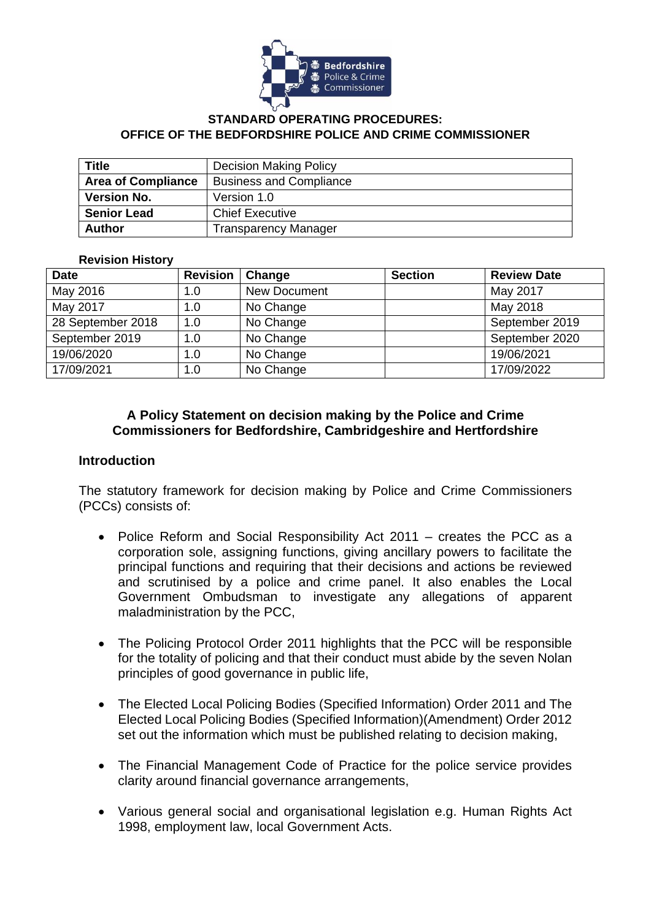**STANDARD OPERATING PROCEDURES:**
**OFFICE OF THE BEDFORDSHIRE POLICE AND CRIME COMMISSIONER**

| **Title** | Decision Making Policy |
|---|---|
| **Area of Compliance** | Business and Compliance |
| **Version No.** | Version 1.0 |
| **Senior Lead** | Chief Executive |
| **Author** | Transparency Manager |

**Revision History**

| Date | Revision | Change | Section | Review Date |
|---|---|---|---|---|
| May 2016 | 1.0 | New Document | | May 2017 |
| May 2017 | 1.0 | No Change | | May 2018 |
| 28 September 2018 | 1.0 | No Change | | September 2019 |
| September 2019 | 1.0 | No Change | | September 2020 |
| 19/06/2020 | 1.0 | No Change | | 19/06/2021 |
| 17/09/2021 | 1.0 | No Change | | 17/09/2022 |

## A Policy Statement on decision making by the Police and Crime Commissioners for Bedfordshire, Cambridgeshire and Hertfordshire

### Introduction

The statutory framework for decision making by Police and Crime Commissioners (PCCs) consists of:

- Police Reform and Social Responsibility Act 2011 – creates the PCC as a corporation sole, assigning functions, giving ancillary powers to facilitate the principal functions and requiring that their decisions and actions be reviewed and scrutinised by a police and crime panel. It also enables the Local Government Ombudsman to investigate any allegations of apparent maladministration by the PCC,

- The Policing Protocol Order 2011 highlights that the PCC will be responsible for the totality of policing and that their conduct must abide by the seven Nolan principles of good governance in public life,

- The Elected Local Policing Bodies (Specified Information) Order 2011 and The Elected Local Policing Bodies (Specified Information)(Amendment) Order 2012 set out the information which must be published relating to decision making,

- The Financial Management Code of Practice for the police service provides clarity around financial governance arrangements,

- Various general social and organisational legislation e.g. Human Rights Act 1998, employment law, local Government Acts.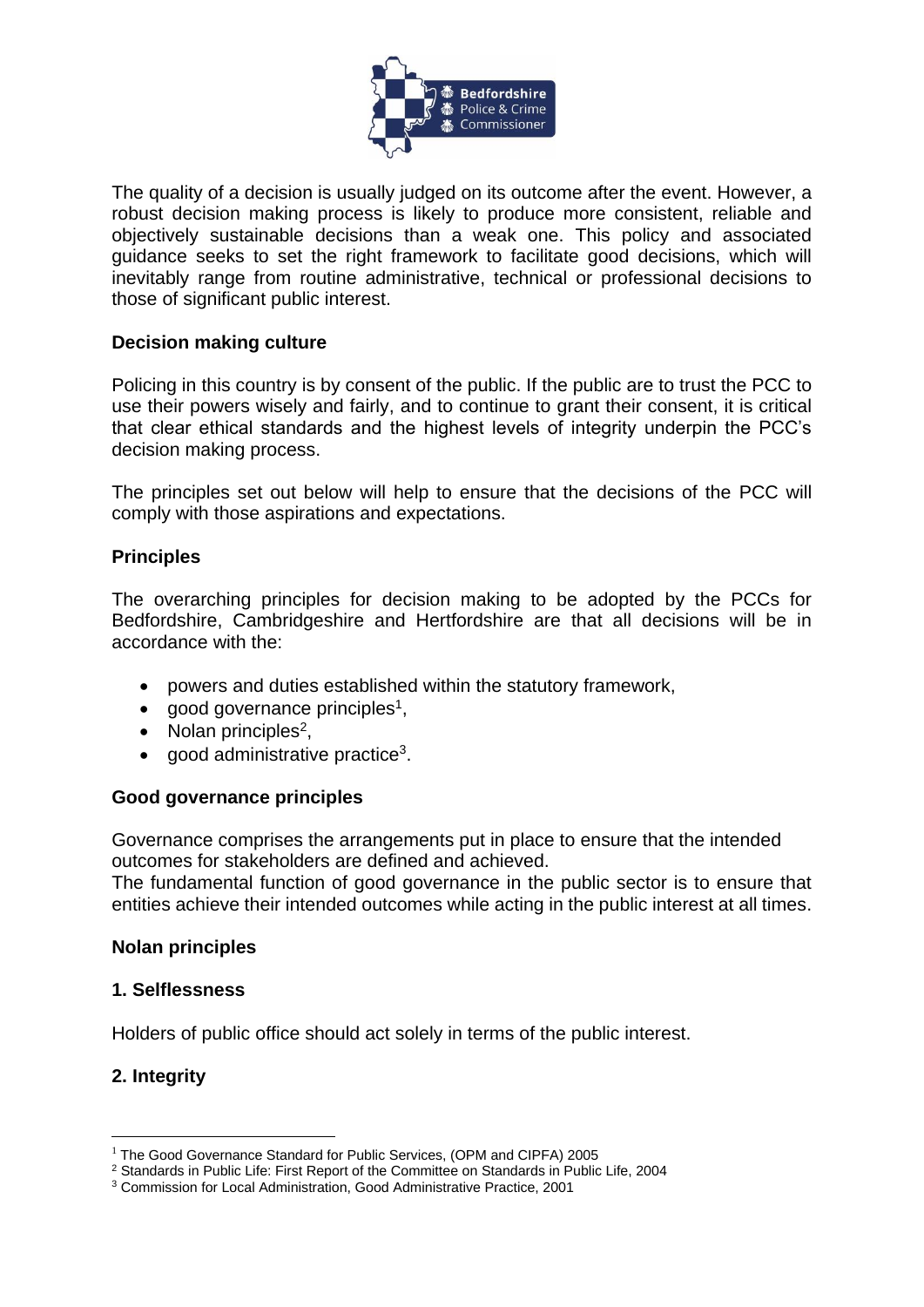The quality of a decision is usually judged on its outcome after the event. However, a robust decision making process is likely to produce more consistent, reliable and objectively sustainable decisions than a weak one. This policy and associated guidance seeks to set the right framework to facilitate good decisions, which will inevitably range from routine administrative, technical or professional decisions to those of significant public interest.

**Decision making culture**

Policing in this country is by consent of the public. If the public are to trust the PCC to use their powers wisely and fairly, and to continue to grant their consent, it is critical that clear ethical standards and the highest levels of integrity underpin the PCC's decision making process.

The principles set out below will help to ensure that the decisions of the PCC will comply with those aspirations and expectations.

**Principles**

The overarching principles for decision making to be adopted by the PCCs for Bedfordshire, Cambridgeshire and Hertfordshire are that all decisions will be in accordance with the:

- powers and duties established within the statutory framework,
- good governance principles[1],
- Nolan principles[2],
- good administrative practice[3].

**Good governance principles**

Governance comprises the arrangements put in place to ensure that the intended outcomes for stakeholders are defined and achieved.
The fundamental function of good governance in the public sector is to ensure that entities achieve their intended outcomes while acting in the public interest at all times.

**Nolan principles**

**1. Selflessness**

Holders of public office should act solely in terms of the public interest.

**2. Integrity**

[1] The Good Governance Standard for Public Services, (OPM and CIPFA) 2005
[2] Standards in Public Life: First Report of the Committee on Standards in Public Life, 2004
[3] Commission for Local Administration, Good Administrative Practice, 2001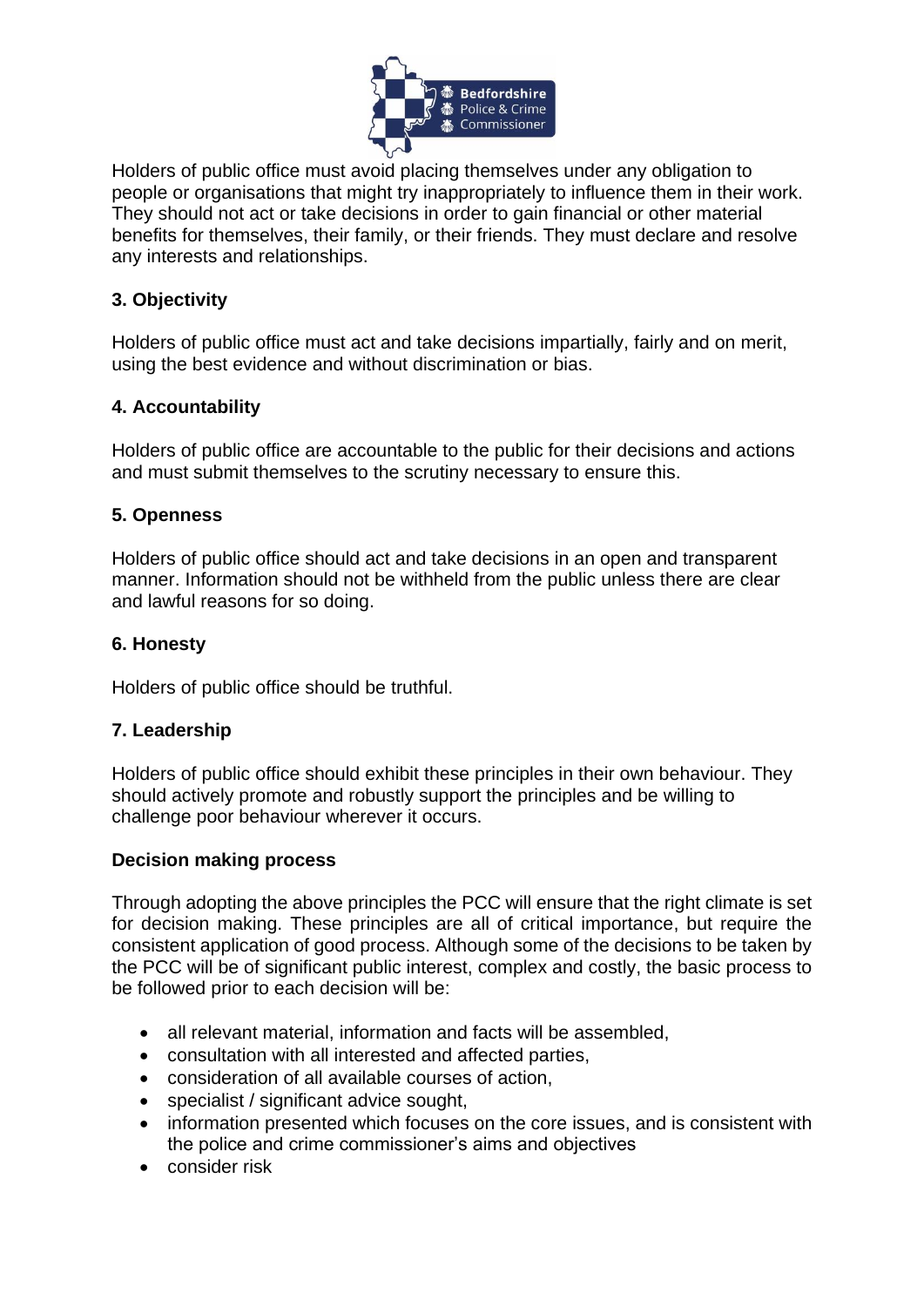Holders of public office must avoid placing themselves under any obligation to people or organisations that might try inappropriately to influence them in their work. They should not act or take decisions in order to gain financial or other material benefits for themselves, their family, or their friends. They must declare and resolve any interests and relationships.

### 3. Objectivity

Holders of public office must act and take decisions impartially, fairly and on merit, using the best evidence and without discrimination or bias.

### 4. Accountability

Holders of public office are accountable to the public for their decisions and actions and must submit themselves to the scrutiny necessary to ensure this.

### 5. Openness

Holders of public office should act and take decisions in an open and transparent manner. Information should not be withheld from the public unless there are clear and lawful reasons for so doing.

### 6. Honesty

Holders of public office should be truthful.

### 7. Leadership

Holders of public office should exhibit these principles in their own behaviour. They should actively promote and robustly support the principles and be willing to challenge poor behaviour wherever it occurs.

### Decision making process

Through adopting the above principles the PCC will ensure that the right climate is set for decision making. These principles are all of critical importance, but require the consistent application of good process. Although some of the decisions to be taken by the PCC will be of significant public interest, complex and costly, the basic process to be followed prior to each decision will be:

- all relevant material, information and facts will be assembled,
- consultation with all interested and affected parties,
- consideration of all available courses of action,
- specialist / significant advice sought,
- information presented which focuses on the core issues, and is consistent with the police and crime commissioner's aims and objectives
- consider risk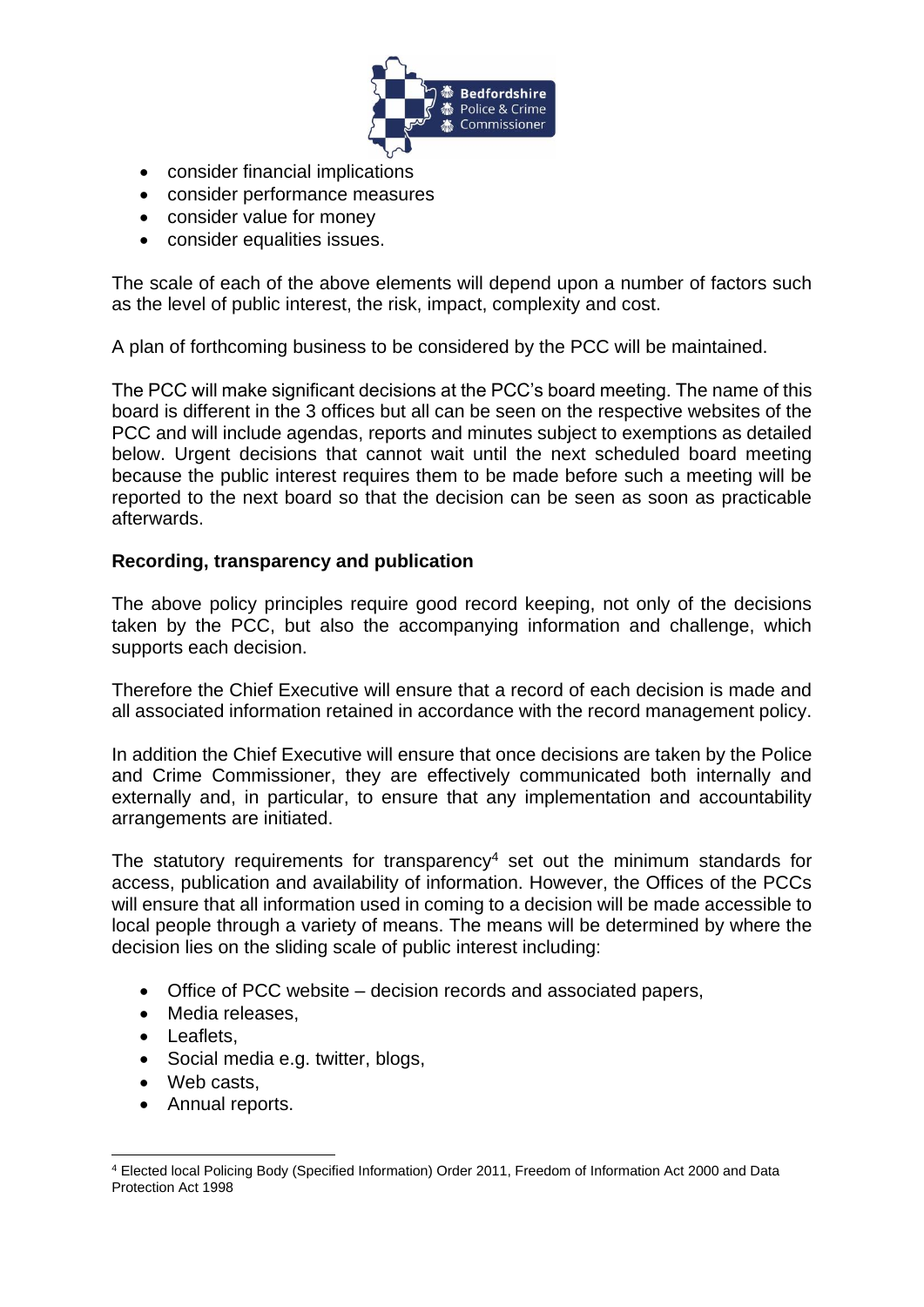- consider financial implications
- consider performance measures
- consider value for money
- consider equalities issues.

The scale of each of the above elements will depend upon a number of factors such as the level of public interest, the risk, impact, complexity and cost.

A plan of forthcoming business to be considered by the PCC will be maintained.

The PCC will make significant decisions at the PCC's board meeting. The name of this board is different in the 3 offices but all can be seen on the respective websites of the PCC and will include agendas, reports and minutes subject to exemptions as detailed below. Urgent decisions that cannot wait until the next scheduled board meeting because the public interest requires them to be made before such a meeting will be reported to the next board so that the decision can be seen as soon as practicable afterwards.

### Recording, transparency and publication

The above policy principles require good record keeping, not only of the decisions taken by the PCC, but also the accompanying information and challenge, which supports each decision.

Therefore the Chief Executive will ensure that a record of each decision is made and all associated information retained in accordance with the record management policy.

In addition the Chief Executive will ensure that once decisions are taken by the Police and Crime Commissioner, they are effectively communicated both internally and externally and, in particular, to ensure that any implementation and accountability arrangements are initiated.

The statutory requirements for transparency[4] set out the minimum standards for access, publication and availability of information. However, the Offices of the PCCs will ensure that all information used in coming to a decision will be made accessible to local people through a variety of means. The means will be determined by where the decision lies on the sliding scale of public interest including:

- Office of PCC website – decision records and associated papers,
- Media releases,
- Leaflets,
- Social media e.g. twitter, blogs,
- Web casts,
- Annual reports.

[4] Elected local Policing Body (Specified Information) Order 2011, Freedom of Information Act 2000 and Data Protection Act 1998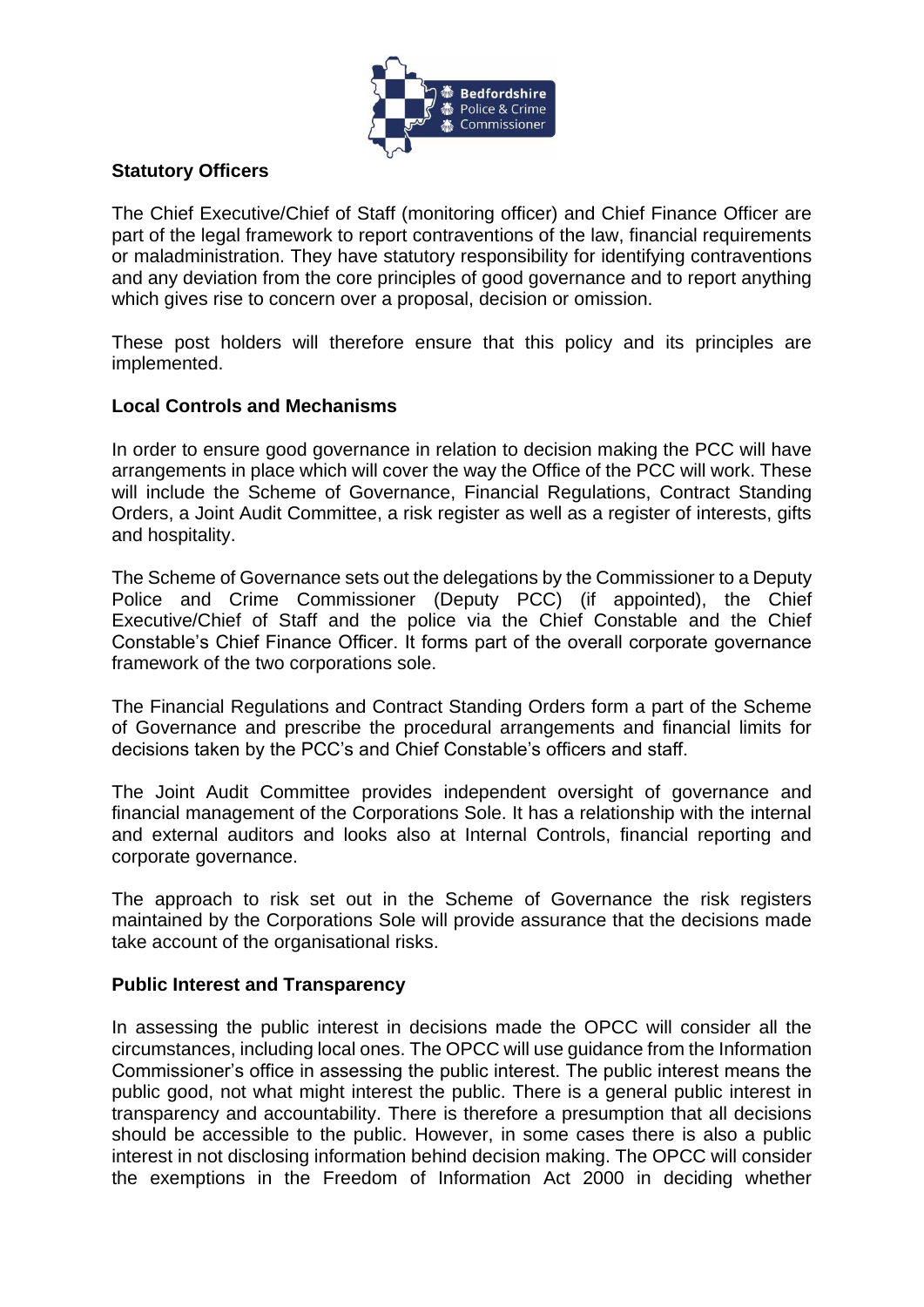## Statutory Officers

The Chief Executive/Chief of Staff (monitoring officer) and Chief Finance Officer are part of the legal framework to report contraventions of the law, financial requirements or maladministration. They have statutory responsibility for identifying contraventions and any deviation from the core principles of good governance and to report anything which gives rise to concern over a proposal, decision or omission.

These post holders will therefore ensure that this policy and its principles are implemented.

## Local Controls and Mechanisms

In order to ensure good governance in relation to decision making the PCC will have arrangements in place which will cover the way the Office of the PCC will work. These will include the Scheme of Governance, Financial Regulations, Contract Standing Orders, a Joint Audit Committee, a risk register as well as a register of interests, gifts and hospitality.

The Scheme of Governance sets out the delegations by the Commissioner to a Deputy Police and Crime Commissioner (Deputy PCC) (if appointed), the Chief Executive/Chief of Staff and the police via the Chief Constable and the Chief Constable's Chief Finance Officer. It forms part of the overall corporate governance framework of the two corporations sole.

The Financial Regulations and Contract Standing Orders form a part of the Scheme of Governance and prescribe the procedural arrangements and financial limits for decisions taken by the PCC's and Chief Constable's officers and staff.

The Joint Audit Committee provides independent oversight of governance and financial management of the Corporations Sole. It has a relationship with the internal and external auditors and looks also at Internal Controls, financial reporting and corporate governance.

The approach to risk set out in the Scheme of Governance the risk registers maintained by the Corporations Sole will provide assurance that the decisions made take account of the organisational risks.

## Public Interest and Transparency

In assessing the public interest in decisions made the OPCC will consider all the circumstances, including local ones. The OPCC will use guidance from the Information Commissioner's office in assessing the public interest. The public interest means the public good, not what might interest the public. There is a general public interest in transparency and accountability. There is therefore a presumption that all decisions should be accessible to the public. However, in some cases there is also a public interest in not disclosing information behind decision making. The OPCC will consider the exemptions in the Freedom of Information Act 2000 in deciding whether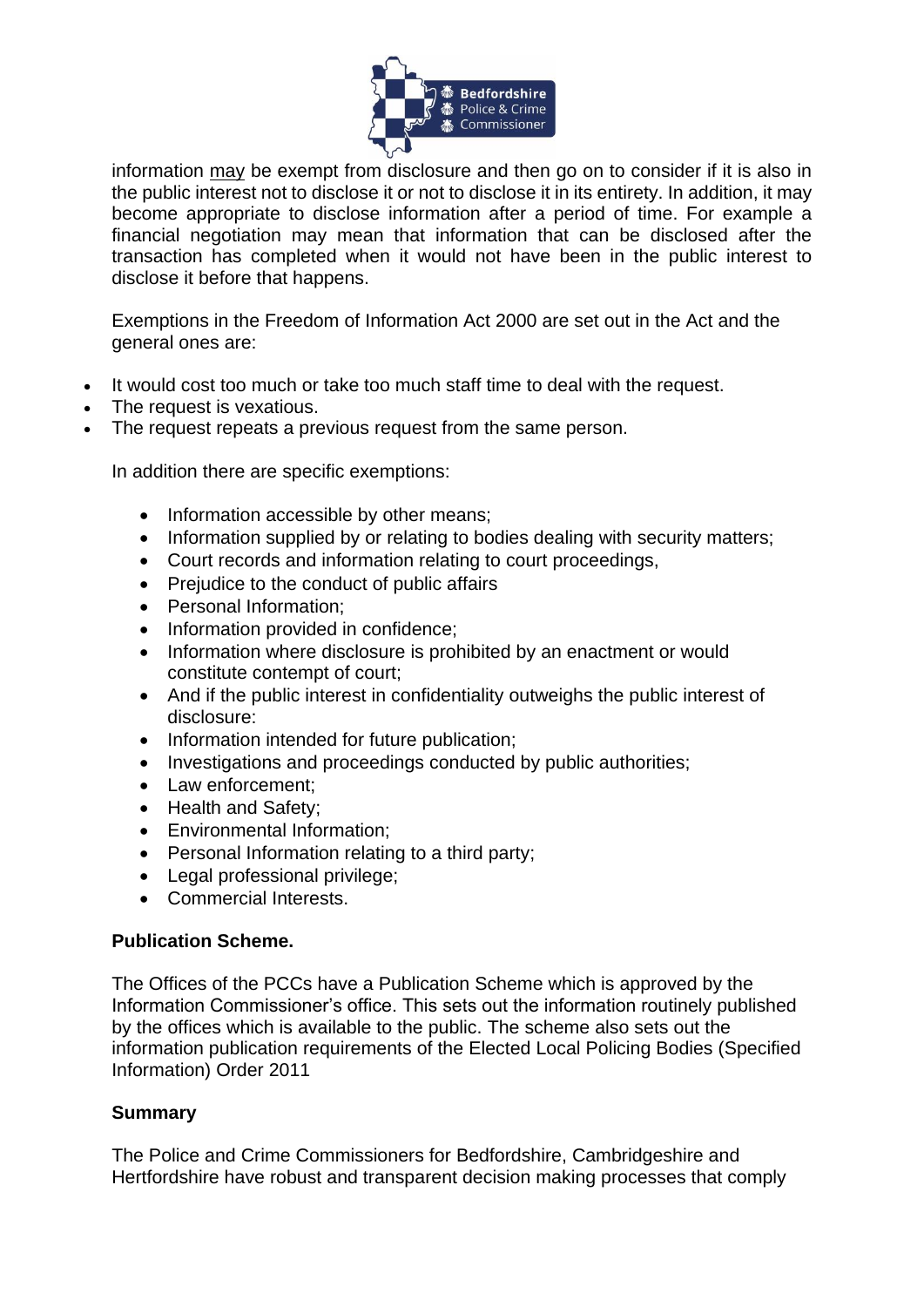information may be exempt from disclosure and then go on to consider if it is also in the public interest not to disclose it or not to disclose it in its entirety. In addition, it may become appropriate to disclose information after a period of time. For example a financial negotiation may mean that information that can be disclosed after the transaction has completed when it would not have been in the public interest to disclose it before that happens.

Exemptions in the Freedom of Information Act 2000 are set out in the Act and the general ones are:

- It would cost too much or take too much staff time to deal with the request.
- The request is vexatious.
- The request repeats a previous request from the same person.

In addition there are specific exemptions:

- Information accessible by other means;
- Information supplied by or relating to bodies dealing with security matters;
- Court records and information relating to court proceedings,
- Prejudice to the conduct of public affairs
- Personal Information;
- Information provided in confidence;
- Information where disclosure is prohibited by an enactment or would constitute contempt of court;
- And if the public interest in confidentiality outweighs the public interest of disclosure:
- Information intended for future publication;
- Investigations and proceedings conducted by public authorities;
- Law enforcement;
- Health and Safety;
- Environmental Information;
- Personal Information relating to a third party;
- Legal professional privilege;
- Commercial Interests.

**Publication Scheme.**

The Offices of the PCCs have a Publication Scheme which is approved by the Information Commissioner's office. This sets out the information routinely published by the offices which is available to the public. The scheme also sets out the information publication requirements of the Elected Local Policing Bodies (Specified Information) Order 2011

**Summary**

The Police and Crime Commissioners for Bedfordshire, Cambridgeshire and Hertfordshire have robust and transparent decision making processes that comply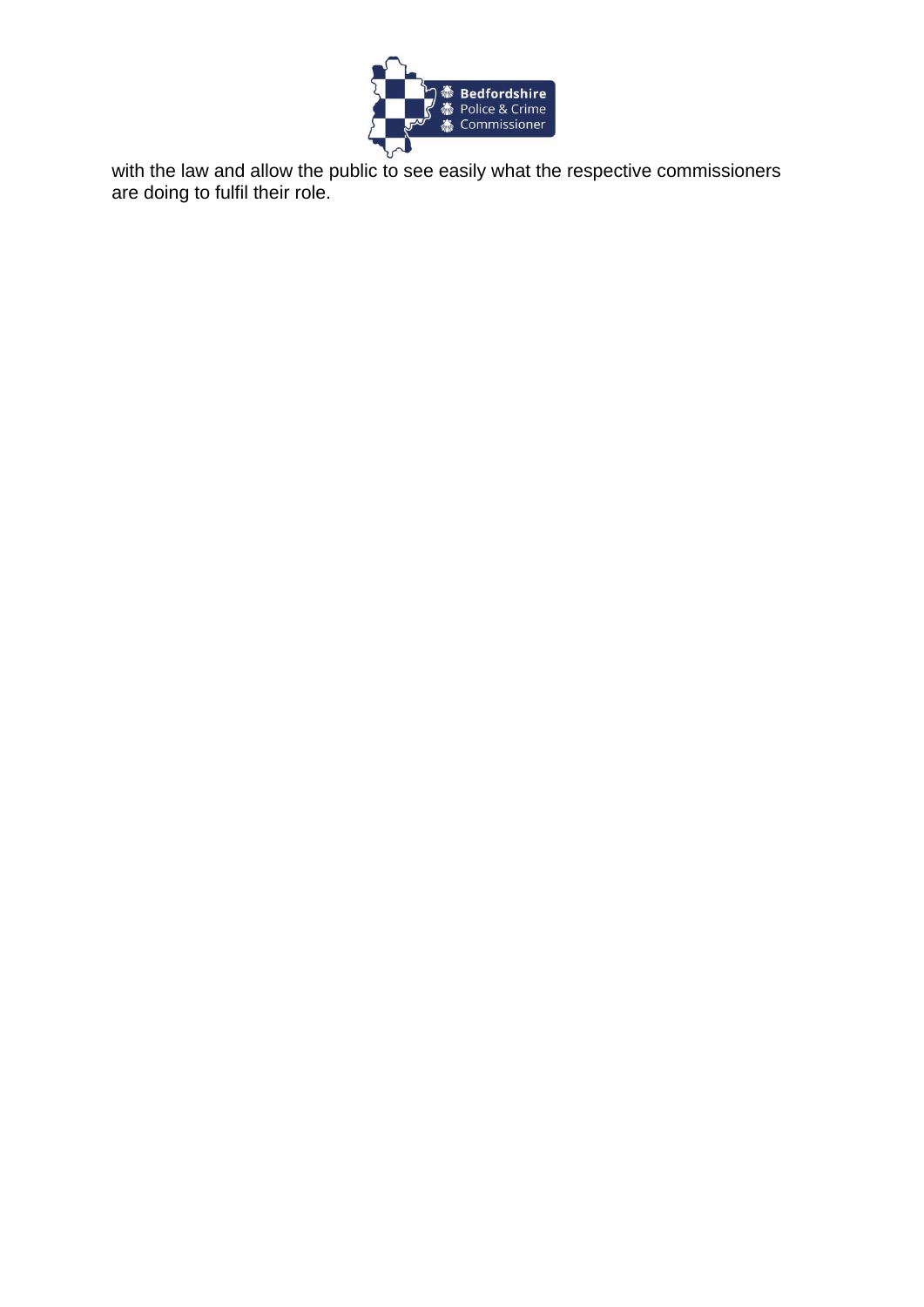with the law and allow the public to see easily what the respective commissioners are doing to fulfil their role.